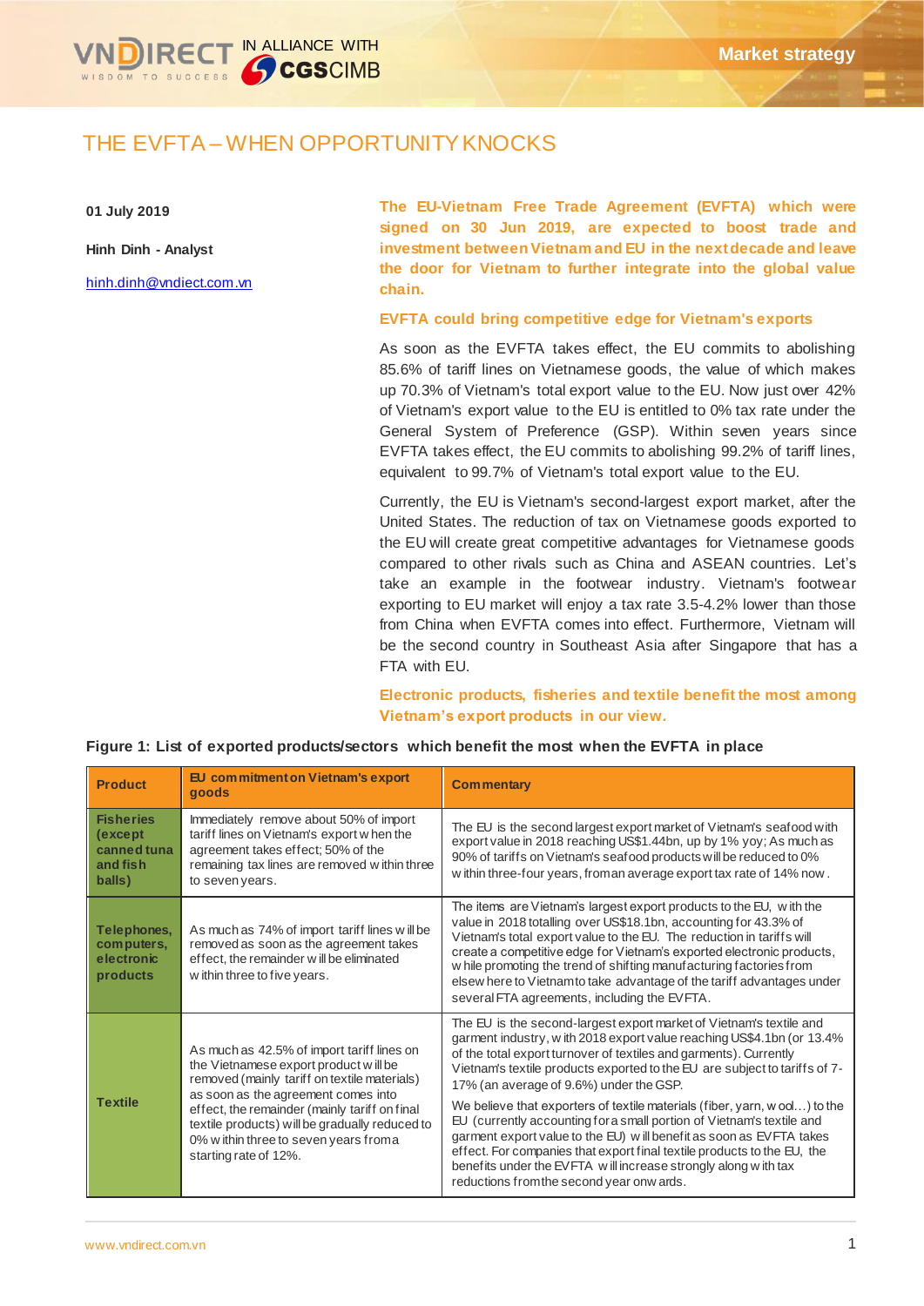# THE EVFTA – WHEN OPPORTUNITY KNOCKS

**01 July 2019**

**Hinh Dinh - Analyst**

hinh.dinh@vndiect.com.vn

**The EU-Vietnam Free Trade Agreement (EVFTA) which were signed on 30 Jun 2019, are expected to boost trade and investment between Vietnam and EU in the next decade and leave the door for Vietnam to further integrate into the global value chain.**

### EVFTA could bring competitive edge for Vietnam's exports

As soon as the EVFTA takes effect, the EU commits to abolishing 85.6% of tariff lines on Vietnamese goods, the value of which makes up 70.3% of Vietnam's total export value to the EU. Now just over 42% of Vietnam's export value to the EU is entitled to 0% tax rate under the General System of Preference (GSP). Within seven years since EVFTA takes effect, the EU commits to abolishing 99.2% of tariff lines, equivalent to 99.7% of Vietnam's total export value to the EU.

Currently, the EU is Vietnam's second-largest export market, after the United States. The reduction of tax on Vietnamese goods exported to the EU will create great competitive advantages for Vietnamese goods compared to other rivals such as China and ASEAN countries. Let's take an example in the footwear industry. Vietnam's footwear exporting to EU market will enjoy a tax rate 3.5-4.2% lower than those from China when EVFTA comes into effect. Furthermore, Vietnam will be the second country in Southeast Asia after Singapore that has a FTA with EU.

### Electronic products, fisheries and textile benefit the most among Vietnam's export products in our view.

**Figure 1: List of exported products/sectors which benefit the most when the EVFTA in place**

| Product | EU commitment on Vietnam's export goods | Commentary |
|---|---|---|
| Fisheries (except canned tuna and fish balls) | Immediately remove about 50% of import tariff lines on Vietnam's export when the agreement takes effect; 50% of the remaining tax lines are removed within three to seven years. | The EU is the second largest export market of Vietnam's seafood with export value in 2018 reaching US$1.44bn, up by 1% yoy; As much as 90% of tariffs on Vietnam's seafood products will be reduced to 0% within three-four years, from an average export tax rate of 14% now. |
| Telephones, computers, electronic products | As much as 74% of import tariff lines will be removed as soon as the agreement takes effect, the remainder will be eliminated within three to five years. | The items are Vietnam's largest export products to the EU, with the value in 2018 totalling over US$18.1bn, accounting for 43.3% of Vietnam's total export value to the EU. The reduction in tariffs will create a competitive edge for Vietnam's exported electronic products, while promoting the trend of shifting manufacturing factories from elsewhere to Vietnam to take advantage of the tariff advantages under several FTA agreements, including the EVFTA. |
| Textile | As much as 42.5% of import tariff lines on the Vietnamese export product will be removed (mainly tariff on textile materials) as soon as the agreement comes into effect, the remainder (mainly tariff on final textile products) will be gradually reduced to 0% within three to seven years from a starting rate of 12%. | The EU is the second-largest export market of Vietnam's textile and garment industry, with 2018 export value reaching US$4.1bn (or 13.4% of the total export turnover of textiles and garments). Currently Vietnam's textile products exported to the EU are subject to tariffs of 7-17% (an average of 9.6%) under the GSP.<br><br>We believe that exporters of textile materials (fiber, yarn, wool…) to the EU (currently accounting for a small portion of Vietnam's textile and garment export value to the EU) will benefit as soon as EVFTA takes effect. For companies that export final textile products to the EU, the benefits under the EVFTA will increase strongly along with tax reductions from the second year onwards. |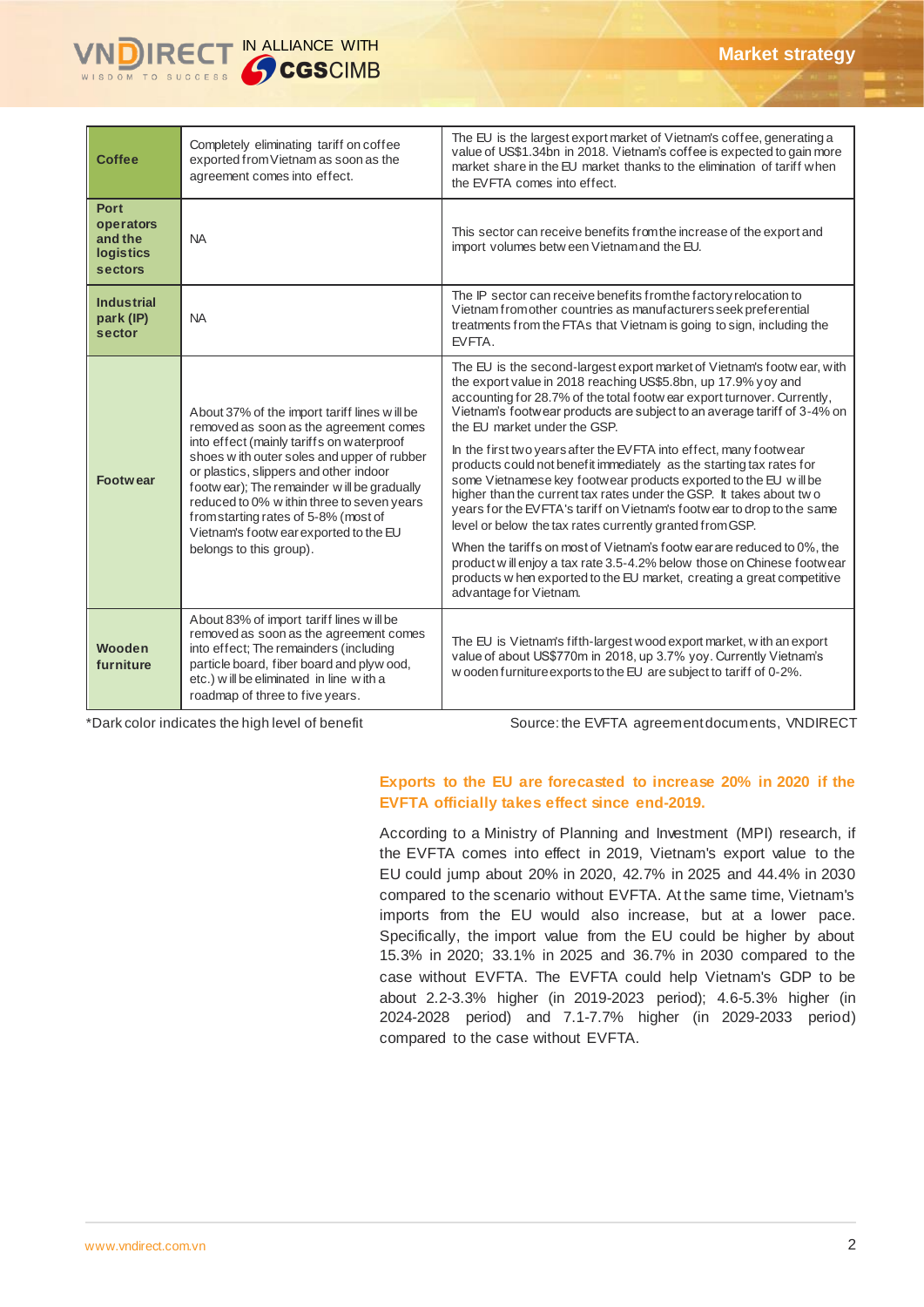| | | |
|---|---|---|
| **Coffee** | Completely eliminating tariff on coffee exported from Vietnam as soon as the agreement comes into effect. | The EU is the largest export market of Vietnam's coffee, generating a value of US$1.34bn in 2018. Vietnam's coffee is expected to gain more market share in the EU market thanks to the elimination of tariff when the EVFTA comes into effect. |
| **Port operators and the logistics sectors** | NA | This sector can receive benefits from the increase of the export and import volumes between Vietnam and the EU. |
| **Industrial park (IP) sector** | NA | The IP sector can receive benefits from the factory relocation to Vietnam from other countries as manufacturers seek preferential treatments from the FTAs that Vietnam is going to sign, including the EVFTA. |
| **Footwear** | About 37% of the import tariff lines will be removed as soon as the agreement comes into effect (mainly tariffs on waterproof shoes with outer soles and upper of rubber or plastics, slippers and other indoor footwear); The remainder will be gradually reduced to 0% within three to seven years from starting rates of 5-8% (most of Vietnam's footwear exported to the EU belongs to this group). | The EU is the second-largest export market of Vietnam's footwear, with the export value in 2018 reaching US$5.8bn, up 17.9% yoy and accounting for 28.7% of the total footwear export turnover. Currently, Vietnam's footwear products are subject to an average tariff of 3-4% on the EU market under the GSP.<br><br>In the first two years after the EVFTA into effect, many footwear products could not benefit immediately as the starting tax rates for some Vietnamese key footwear products exported to the EU will be higher than the current tax rates under the GSP. It takes about two years for the EVFTA's tariff on Vietnam's footwear to drop to the same level or below the tax rates currently granted from GSP.<br><br>When the tariffs on most of Vietnam's footwear are reduced to 0%, the product will enjoy a tax rate 3.5-4.2% below those on Chinese footwear products when exported to the EU market, creating a great competitive advantage for Vietnam. |
| **Wooden furniture** | About 83% of import tariff lines will be removed as soon as the agreement comes into effect; The remainders (including particle board, fiber board and plywood, etc.) will be eliminated in line with a roadmap of three to five years. | The EU is Vietnam's fifth-largest wood export market, with an export value of about US$770m in 2018, up 3.7% yoy. Currently Vietnam's wooden furniture exports to the EU are subject to tariff of 0-2%. |

*Dark color indicates the high level of benefit

Source: the EVFTA agreement documents, VNDIRECT

### Exports to the EU are forecasted to increase 20% in 2020 if the EVFTA officially takes effect since end-2019.

According to a Ministry of Planning and Investment (MPI) research, if the EVFTA comes into effect in 2019, Vietnam's export value to the EU could jump about 20% in 2020, 42.7% in 2025 and 44.4% in 2030 compared to the scenario without EVFTA. At the same time, Vietnam's imports from the EU would also increase, but at a lower pace. Specifically, the import value from the EU could be higher by about 15.3% in 2020; 33.1% in 2025 and 36.7% in 2030 compared to the case without EVFTA. The EVFTA could help Vietnam's GDP to be about 2.2-3.3% higher (in 2019-2023 period); 4.6-5.3% higher (in 2024-2028 period) and 7.1-7.7% higher (in 2029-2033 period) compared to the case without EVFTA.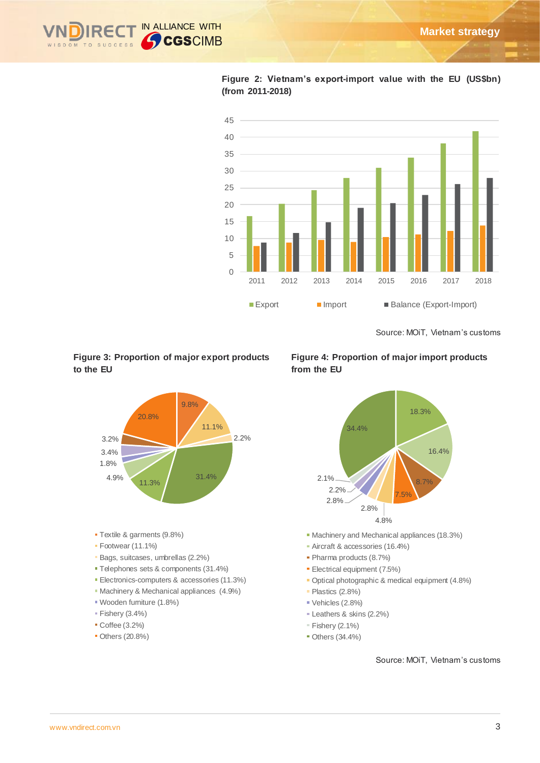**Figure 2: Vietnam's export-import value with the EU (US$bn) (from 2011-2018)**

Source: MOiT, Vietnam's customs

**Figure 3: Proportion of major export products to the EU**

- Textile & garments (9.8%)
- Footwear (11.1%)
- Bags, suitcases, umbrellas (2.2%)
- Telephones sets & components (31.4%)
- Electronics-computers & accessories (11.3%)
- Machinery & Mechanical appliances (4.9%)
- Wooden furniture (1.8%)
- Fishery (3.4%)
- Coffee (3.2%)
- Others (20.8%)

**Figure 4: Proportion of major import products from the EU**

- Machinery and Mechanical appliances (18.3%)
- Aircraft & accessories (16.4%)
- Pharma products (8.7%)
- Electrical equipment (7.5%)
- Optical photographic & medical equipment (4.8%)
- Plastics (2.8%)
- Vehicles (2.8%)
- Leathers & skins (2.2%)
- Fishery (2.1%)
- Others (34.4%)

Source: MOiT, Vietnam's customs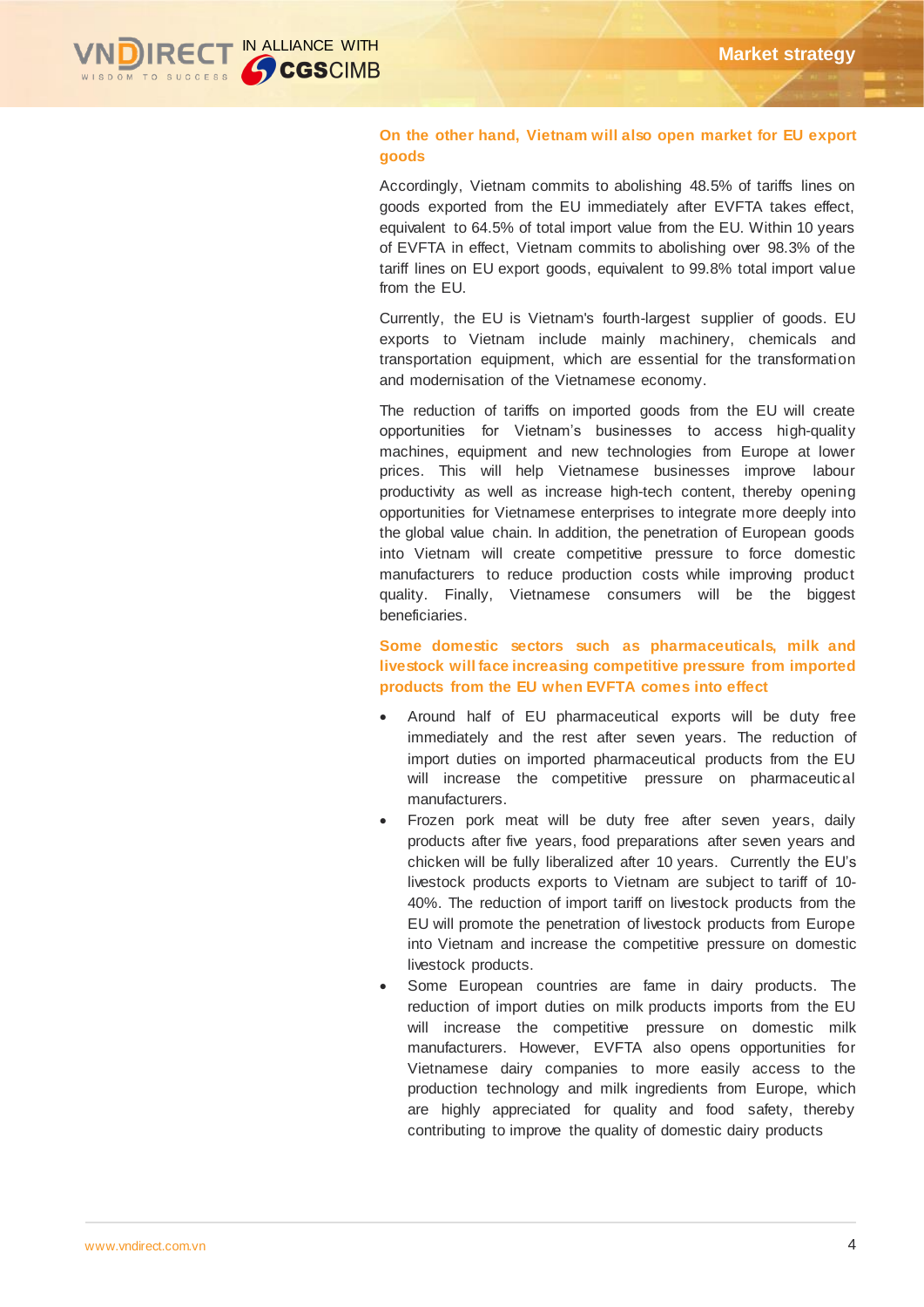### On the other hand, Vietnam will also open market for EU export goods

Accordingly, Vietnam commits to abolishing 48.5% of tariffs lines on goods exported from the EU immediately after EVFTA takes effect, equivalent to 64.5% of total import value from the EU. Within 10 years of EVFTA in effect, Vietnam commits to abolishing over 98.3% of the tariff lines on EU export goods, equivalent to 99.8% total import value from the EU.

Currently, the EU is Vietnam's fourth-largest supplier of goods. EU exports to Vietnam include mainly machinery, chemicals and transportation equipment, which are essential for the transformation and modernisation of the Vietnamese economy.

The reduction of tariffs on imported goods from the EU will create opportunities for Vietnam's businesses to access high-quality machines, equipment and new technologies from Europe at lower prices. This will help Vietnamese businesses improve labour productivity as well as increase high-tech content, thereby opening opportunities for Vietnamese enterprises to integrate more deeply into the global value chain. In addition, the penetration of European goods into Vietnam will create competitive pressure to force domestic manufacturers to reduce production costs while improving product quality. Finally, Vietnamese consumers will be the biggest beneficiaries.

### Some domestic sectors such as pharmaceuticals, milk and livestock will face increasing competitive pressure from imported products from the EU when EVFTA comes into effect

- Around half of EU pharmaceutical exports will be duty free immediately and the rest after seven years. The reduction of import duties on imported pharmaceutical products from the EU will increase the competitive pressure on pharmaceutical manufacturers.
- Frozen pork meat will be duty free after seven years, daily products after five years, food preparations after seven years and chicken will be fully liberalized after 10 years. Currently the EU's livestock products exports to Vietnam are subject to tariff of 10-40%. The reduction of import tariff on livestock products from the EU will promote the penetration of livestock products from Europe into Vietnam and increase the competitive pressure on domestic livestock products.
- Some European countries are fame in dairy products. The reduction of import duties on milk products imports from the EU will increase the competitive pressure on domestic milk manufacturers. However, EVFTA also opens opportunities for Vietnamese dairy companies to more easily access to the production technology and milk ingredients from Europe, which are highly appreciated for quality and food safety, thereby contributing to improve the quality of domestic dairy products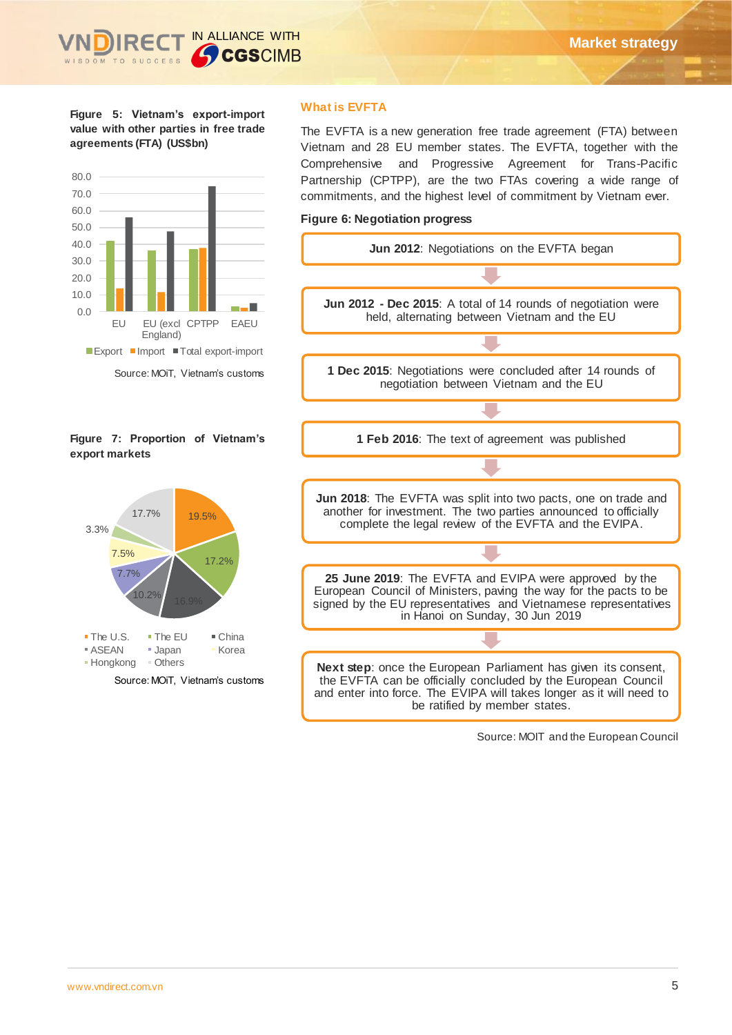**Figure 5: Vietnam's export-import value with other parties in free trade agreements (FTA) (US$bn)**

Export | Import | Total export-import

Source: MOIT, Vietnam's customs

**Figure 7: Proportion of Vietnam's export markets**

The U.S. | The EU | China | ASEAN | Japan | Korea | Hongkong | Others

Source: MOIT, Vietnam's customs

## What is EVFTA

The EVFTA is a new generation free trade agreement (FTA) between Vietnam and 28 EU member states. The EVFTA, together with the Comprehensive and Progressive Agreement for Trans-Pacific Partnership (CPTPP), are the two FTAs covering a wide range of commitments, and the highest level of commitment by Vietnam ever.

**Figure 6: Negotiation progress**

**Jun 2012**: Negotiations on the EVFTA began

**Jun 2012 - Dec 2015**: A total of 14 rounds of negotiation were held, alternating between Vietnam and the EU

**1 Dec 2015**: Negotiations were concluded after 14 rounds of negotiation between Vietnam and the EU

**1 Feb 2016**: The text of agreement was published

**Jun 2018**: The EVFTA was split into two pacts, one on trade and another for investment. The two parties announced to officially complete the legal review of the EVFTA and the EVIPA.

**25 June 2019**: The EVFTA and EVIPA were approved by the European Council of Ministers, paving the way for the pacts to be signed by the EU representatives and Vietnamese representatives in Hanoi on Sunday, 30 Jun 2019

**Next step**: once the European Parliament has given its consent, the EVFTA can be officially concluded by the European Council and enter into force. The EVIPA will takes longer as it will need to be ratified by member states.

Source: MOIT and the European Council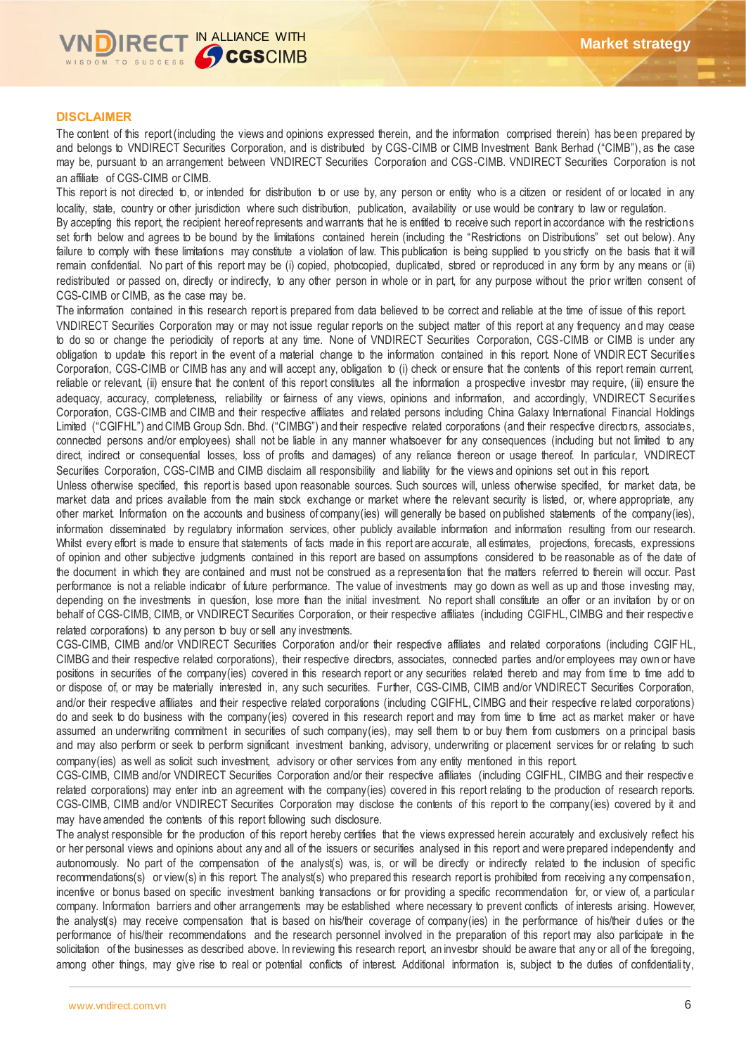## DISCLAIMER

The content of this report (including the views and opinions expressed therein, and the information comprised therein) has been prepared by and belongs to VNDIRECT Securities Corporation, and is distributed by CGS-CIMB or CIMB Investment Bank Berhad ("CIMB"), as the case may be, pursuant to an arrangement between VNDIRECT Securities Corporation and CGS-CIMB. VNDIRECT Securities Corporation is not an affiliate of CGS-CIMB or CIMB.

This report is not directed to, or intended for distribution to or use by, any person or entity who is a citizen or resident of or located in any locality, state, country or other jurisdiction where such distribution, publication, availability or use would be contrary to law or regulation.

By accepting this report, the recipient hereof represents and warrants that he is entitled to receive such report in accordance with the restrictions set forth below and agrees to be bound by the limitations contained herein (including the "Restrictions on Distributions" set out below). Any failure to comply with these limitations may constitute a violation of law. This publication is being supplied to you strictly on the basis that it will remain confidential. No part of this report may be (i) copied, photocopied, duplicated, stored or reproduced in any form by any means or (ii) redistributed or passed on, directly or indirectly, to any other person in whole or in part, for any purpose without the prior written consent of CGS-CIMB or CIMB, as the case may be.

The information contained in this research report is prepared from data believed to be correct and reliable at the time of issue of this report. VNDIRECT Securities Corporation may or may not issue regular reports on the subject matter of this report at any frequency and may cease to do so or change the periodicity of reports at any time. None of VNDIRECT Securities Corporation, CGS-CIMB or CIMB is under any obligation to update this report in the event of a material change to the information contained in this report. None of VNDIRECT Securities Corporation, CGS-CIMB or CIMB has any and will accept any, obligation to (i) check or ensure that the contents of this report remain current, reliable or relevant, (ii) ensure that the content of this report constitutes all the information a prospective investor may require, (iii) ensure the adequacy, accuracy, completeness, reliability or fairness of any views, opinions and information, and accordingly, VNDIRECT Securities Corporation, CGS-CIMB and CIMB and their respective affiliates and related persons including China Galaxy International Financial Holdings Limited ("CGIFHL") and CIMB Group Sdn. Bhd. ("CIMBG") and their respective related corporations (and their respective directors, associates, connected persons and/or employees) shall not be liable in any manner whatsoever for any consequences (including but not limited to any direct, indirect or consequential losses, loss of profits and damages) of any reliance thereon or usage thereof. In particular, VNDIRECT Securities Corporation, CGS-CIMB and CIMB disclaim all responsibility and liability for the views and opinions set out in this report.

Unless otherwise specified, this report is based upon reasonable sources. Such sources will, unless otherwise specified, for market data, be market data and prices available from the main stock exchange or market where the relevant security is listed, or, where appropriate, any other market. Information on the accounts and business of company(ies) will generally be based on published statements of the company(ies), information disseminated by regulatory information services, other publicly available information and information resulting from our research. Whilst every effort is made to ensure that statements of facts made in this report are accurate, all estimates, projections, forecasts, expressions of opinion and other subjective judgments contained in this report are based on assumptions considered to be reasonable as of the date of the document in which they are contained and must not be construed as a representation that the matters referred to therein will occur. Past performance is not a reliable indicator of future performance. The value of investments may go down as well as up and those investing may, depending on the investments in question, lose more than the initial investment. No report shall constitute an offer or an invitation by or on behalf of CGS-CIMB, CIMB, or VNDIRECT Securities Corporation, or their respective affiliates (including CGIFHL, CIMBG and their respective related corporations) to any person to buy or sell any investments.

CGS-CIMB, CIMB and/or VNDIRECT Securities Corporation and/or their respective affiliates and related corporations (including CGIFHL, CIMBG and their respective related corporations), their respective directors, associates, connected parties and/or employees may own or have positions in securities of the company(ies) covered in this research report or any securities related thereto and may from time to time add to or dispose of, or may be materially interested in, any such securities. Further, CGS-CIMB, CIMB and/or VNDIRECT Securities Corporation, and/or their respective affiliates and their respective related corporations (including CGIFHL, CIMBG and their respective related corporations) do and seek to do business with the company(ies) covered in this research report and may from time to time act as market maker or have assumed an underwriting commitment in securities of such company(ies), may sell them to or buy them from customers on a principal basis and may also perform or seek to perform significant investment banking, advisory, underwriting or placement services for or relating to such company(ies) as well as solicit such investment, advisory or other services from any entity mentioned in this report.

CGS-CIMB, CIMB and/or VNDIRECT Securities Corporation and/or their respective affiliates (including CGIFHL, CIMBG and their respective related corporations) may enter into an agreement with the company(ies) covered in this report relating to the production of research reports. CGS-CIMB, CIMB and/or VNDIRECT Securities Corporation may disclose the contents of this report to the company(ies) covered by it and may have amended the contents of this report following such disclosure.

The analyst responsible for the production of this report hereby certifies that the views expressed herein accurately and exclusively reflect his or her personal views and opinions about any and all of the issuers or securities analysed in this report and were prepared independently and autonomously. No part of the compensation of the analyst(s) was, is, or will be directly or indirectly related to the inclusion of specific recommendations(s) or view(s) in this report. The analyst(s) who prepared this research report is prohibited from receiving any compensation, incentive or bonus based on specific investment banking transactions or for providing a specific recommendation for, or view of, a particular company. Information barriers and other arrangements may be established where necessary to prevent conflicts of interests arising. However, the analyst(s) may receive compensation that is based on his/their coverage of company(ies) in the performance of his/their duties or the performance of his/their recommendations and the research personnel involved in the preparation of this report may also participate in the solicitation of the businesses as described above. In reviewing this research report, an investor should be aware that any or all of the foregoing, among other things, may give rise to real or potential conflicts of interest. Additional information is, subject to the duties of confidentiality,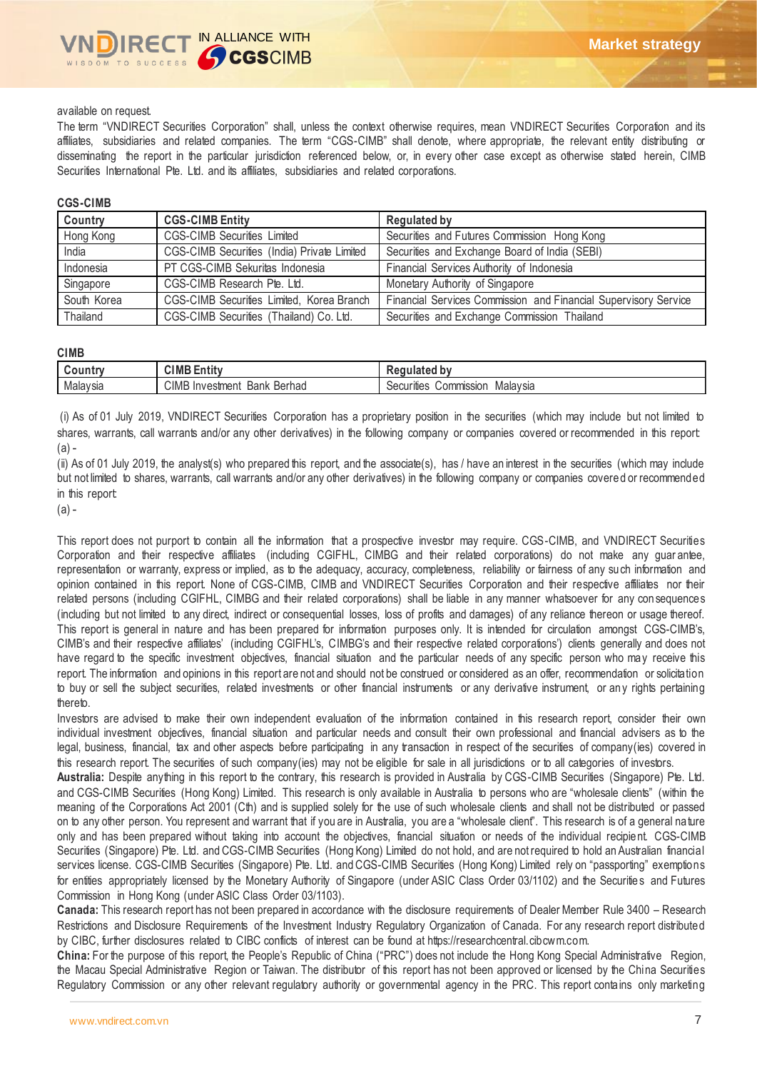available on request.

The term "VNDIRECT Securities Corporation" shall, unless the context otherwise requires, mean VNDIRECT Securities Corporation and its affiliates, subsidiaries and related companies. The term "CGS-CIMB" shall denote, where appropriate, the relevant entity distributing or disseminating the report in the particular jurisdiction referenced below, or, in every other case except as otherwise stated herein, CIMB Securities International Pte. Ltd. and its affiliates, subsidiaries and related corporations.

**CGS-CIMB**

| Country | CGS-CIMB Entity | Regulated by |
|---|---|---|
| Hong Kong | CGS-CIMB Securities Limited | Securities and Futures Commission Hong Kong |
| India | CGS-CIMB Securities (India) Private Limited | Securities and Exchange Board of India (SEBI) |
| Indonesia | PT CGS-CIMB Sekuritas Indonesia | Financial Services Authority of Indonesia |
| Singapore | CGS-CIMB Research Pte. Ltd. | Monetary Authority of Singapore |
| South Korea | CGS-CIMB Securities Limited, Korea Branch | Financial Services Commission and Financial Supervisory Service |
| Thailand | CGS-CIMB Securities (Thailand) Co. Ltd. | Securities and Exchange Commission Thailand |

**CIMB**

| Country | CIMB Entity | Regulated by |
|---|---|---|
| Malaysia | CIMB Investment Bank Berhad | Securities Commission Malaysia |

(i) As of 01 July 2019, VNDIRECT Securities Corporation has a proprietary position in the securities (which may include but not limited to shares, warrants, call warrants and/or any other derivatives) in the following company or companies covered or recommended in this report:
(a) -

(ii) As of 01 July 2019, the analyst(s) who prepared this report, and the associate(s), has / have an interest in the securities (which may include but not limited to shares, warrants, call warrants and/or any other derivatives) in the following company or companies covered or recommended in this report:
(a) -

This report does not purport to contain all the information that a prospective investor may require. CGS-CIMB, and VNDIRECT Securities Corporation and their respective affiliates (including CGIFHL, CIMBG and their related corporations) do not make any guarantee, representation or warranty, express or implied, as to the adequacy, accuracy, completeness, reliability or fairness of any such information and opinion contained in this report. None of CGS-CIMB, CIMB and VNDIRECT Securities Corporation and their respective affiliates nor their related persons (including CGIFHL, CIMBG and their related corporations) shall be liable in any manner whatsoever for any consequences (including but not limited to any direct, indirect or consequential losses, loss of profits and damages) of any reliance thereon or usage thereof. This report is general in nature and has been prepared for information purposes only. It is intended for circulation amongst CGS-CIMB's, CIMB's and their respective affiliates' (including CGIFHL's, CIMBG's and their respective related corporations') clients generally and does not have regard to the specific investment objectives, financial situation and the particular needs of any specific person who may receive this report. The information and opinions in this report are not and should not be construed or considered as an offer, recommendation or solicitation to buy or sell the subject securities, related investments or other financial instruments or any derivative instrument, or any rights pertaining thereto.

Investors are advised to make their own independent evaluation of the information contained in this research report, consider their own individual investment objectives, financial situation and particular needs and consult their own professional and financial advisers as to the legal, business, financial, tax and other aspects before participating in any transaction in respect of the securities of company(ies) covered in this research report. The securities of such company(ies) may not be eligible for sale in all jurisdictions or to all categories of investors.

**Australia:** Despite anything in this report to the contrary, this research is provided in Australia by CGS-CIMB Securities (Singapore) Pte. Ltd. and CGS-CIMB Securities (Hong Kong) Limited. This research is only available in Australia to persons who are "wholesale clients" (within the meaning of the Corporations Act 2001 (Cth) and is supplied solely for the use of such wholesale clients and shall not be distributed or passed on to any other person. You represent and warrant that if you are in Australia, you are a "wholesale client". This research is of a general nature only and has been prepared without taking into account the objectives, financial situation or needs of the individual recipient. CGS-CIMB Securities (Singapore) Pte. Ltd. and CGS-CIMB Securities (Hong Kong) Limited do not hold, and are not required to hold an Australian financial services license. CGS-CIMB Securities (Singapore) Pte. Ltd. and CGS-CIMB Securities (Hong Kong) Limited rely on "passporting" exemptions for entities appropriately licensed by the Monetary Authority of Singapore (under ASIC Class Order 03/1102) and the Securities and Futures Commission in Hong Kong (under ASIC Class Order 03/1103).

**Canada:** This research report has not been prepared in accordance with the disclosure requirements of Dealer Member Rule 3400 – Research Restrictions and Disclosure Requirements of the Investment Industry Regulatory Organization of Canada. For any research report distributed by CIBC, further disclosures related to CIBC conflicts of interest can be found at https://researchcentral.cibcwm.com.

**China:** For the purpose of this report, the People's Republic of China ("PRC") does not include the Hong Kong Special Administrative Region, the Macau Special Administrative Region or Taiwan. The distributor of this report has not been approved or licensed by the China Securities Regulatory Commission or any other relevant regulatory authority or governmental agency in the PRC. This report contains only marketing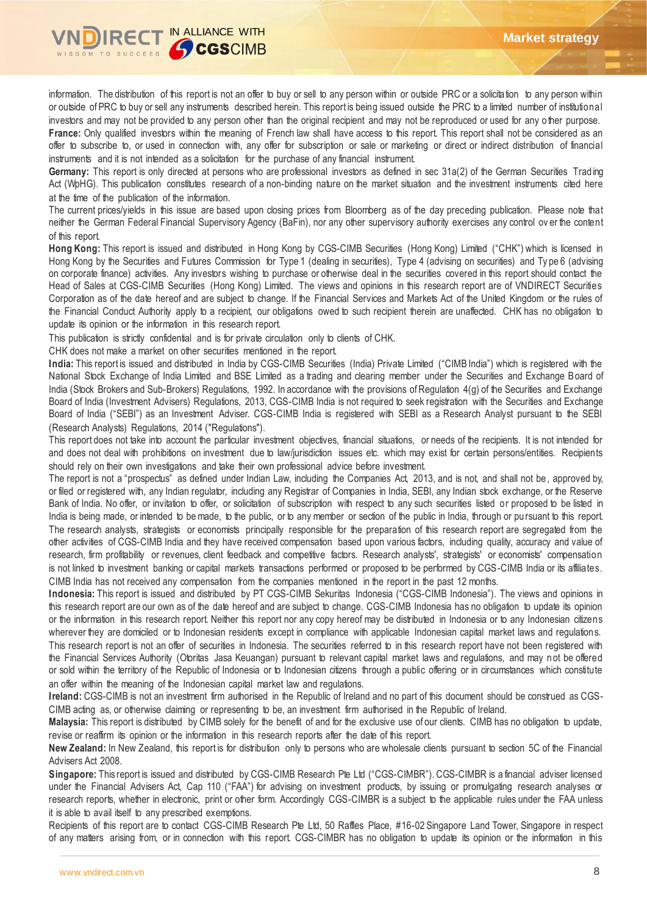information. The distribution of this report is not an offer to buy or sell to any person within or outside PRC or a solicitation to any person within or outside of PRC to buy or sell any instruments described herein. This report is being issued outside the PRC to a limited number of institutional investors and may not be provided to any person other than the original recipient and may not be reproduced or used for any other purpose.

**France:** Only qualified investors within the meaning of French law shall have access to this report. This report shall not be considered as an offer to subscribe to, or used in connection with, any offer for subscription or sale or marketing or direct or indirect distribution of financial instruments and it is not intended as a solicitation for the purchase of any financial instrument.

**Germany:** This report is only directed at persons who are professional investors as defined in sec 31a(2) of the German Securities Trading Act (WpHG). This publication constitutes research of a non-binding nature on the market situation and the investment instruments cited here at the time of the publication of the information.

The current prices/yields in this issue are based upon closing prices from Bloomberg as of the day preceding publication. Please note that neither the German Federal Financial Supervisory Agency (BaFin), nor any other supervisory authority exercises any control over the content of this report.

**Hong Kong:** This report is issued and distributed in Hong Kong by CGS-CIMB Securities (Hong Kong) Limited ("CHK") which is licensed in Hong Kong by the Securities and Futures Commission for Type 1 (dealing in securities), Type 4 (advising on securities) and Type 6 (advising on corporate finance) activities. Any investors wishing to purchase or otherwise deal in the securities covered in this report should contact the Head of Sales at CGS-CIMB Securities (Hong Kong) Limited. The views and opinions in this research report are of VNDIRECT Securities Corporation as of the date hereof and are subject to change. If the Financial Services and Markets Act of the United Kingdom or the rules of the Financial Conduct Authority apply to a recipient, our obligations owed to such recipient therein are unaffected. CHK has no obligation to update its opinion or the information in this research report.

This publication is strictly confidential and is for private circulation only to clients of CHK.

CHK does not make a market on other securities mentioned in the report.

**India:** This report is issued and distributed in India by CGS-CIMB Securities (India) Private Limited ("CIMB India") which is registered with the National Stock Exchange of India Limited and BSE Limited as a trading and clearing member under the Securities and Exchange Board of India (Stock Brokers and Sub-Brokers) Regulations, 1992. In accordance with the provisions of Regulation 4(g) of the Securities and Exchange Board of India (Investment Advisers) Regulations, 2013, CGS-CIMB India is not required to seek registration with the Securities and Exchange Board of India ("SEBI") as an Investment Adviser. CGS-CIMB India is registered with SEBI as a Research Analyst pursuant to the SEBI (Research Analysts) Regulations, 2014 ("Regulations").

This report does not take into account the particular investment objectives, financial situations, or needs of the recipients. It is not intended for and does not deal with prohibitions on investment due to law/jurisdiction issues etc. which may exist for certain persons/entities. Recipients should rely on their own investigations and take their own professional advice before investment.

The report is not a "prospectus" as defined under Indian Law, including the Companies Act, 2013, and is not, and shall not be, approved by, or filed or registered with, any Indian regulator, including any Registrar of Companies in India, SEBI, any Indian stock exchange, or the Reserve Bank of India. No offer, or invitation to offer, or solicitation of subscription with respect to any such securities listed or proposed to be listed in India is being made, or intended to be made, to the public, or to any member or section of the public in India, through or pursuant to this report.

The research analysts, strategists or economists principally responsible for the preparation of this research report are segregated from the other activities of CGS-CIMB India and they have received compensation based upon various factors, including quality, accuracy and value of research, firm profitability or revenues, client feedback and competitive factors. Research analysts', strategists' or economists' compensation is not linked to investment banking or capital markets transactions performed or proposed to be performed by CGS-CIMB India or its affiliates.

CIMB India has not received any compensation from the companies mentioned in the report in the past 12 months.

**Indonesia:** This report is issued and distributed by PT CGS-CIMB Sekuritas Indonesia ("CGS-CIMB Indonesia"). The views and opinions in this research report are our own as of the date hereof and are subject to change. CGS-CIMB Indonesia has no obligation to update its opinion or the information in this research report. Neither this report nor any copy hereof may be distributed in Indonesia or to any Indonesian citizens wherever they are domiciled or to Indonesian residents except in compliance with applicable Indonesian capital market laws and regulations.

This research report is not an offer of securities in Indonesia. The securities referred to in this research report have not been registered with the Financial Services Authority (Otoritas Jasa Keuangan) pursuant to relevant capital market laws and regulations, and may not be offered or sold within the territory of the Republic of Indonesia or to Indonesian citizens through a public offering or in circumstances which constitute an offer within the meaning of the Indonesian capital market law and regulations.

**Ireland:** CGS-CIMB is not an investment firm authorised in the Republic of Ireland and no part of this document should be construed as CGS-CIMB acting as, or otherwise claiming or representing to be, an investment firm authorised in the Republic of Ireland.

**Malaysia:** This report is distributed by CIMB solely for the benefit of and for the exclusive use of our clients. CIMB has no obligation to update, revise or reaffirm its opinion or the information in this research reports after the date of this report.

**New Zealand:** In New Zealand, this report is for distribution only to persons who are wholesale clients pursuant to section 5C of the Financial Advisers Act 2008.

**Singapore:** This report is issued and distributed by CGS-CIMB Research Pte Ltd ("CGS-CIMBR"). CGS-CIMBR is a financial adviser licensed under the Financial Advisers Act, Cap 110 ("FAA") for advising on investment products, by issuing or promulgating research analyses or research reports, whether in electronic, print or other form. Accordingly CGS-CIMBR is a subject to the applicable rules under the FAA unless it is able to avail itself to any prescribed exemptions.

Recipients of this report are to contact CGS-CIMB Research Pte Ltd, 50 Raffles Place, #16-02 Singapore Land Tower, Singapore in respect of any matters arising from, or in connection with this report. CGS-CIMBR has no obligation to update its opinion or the information in this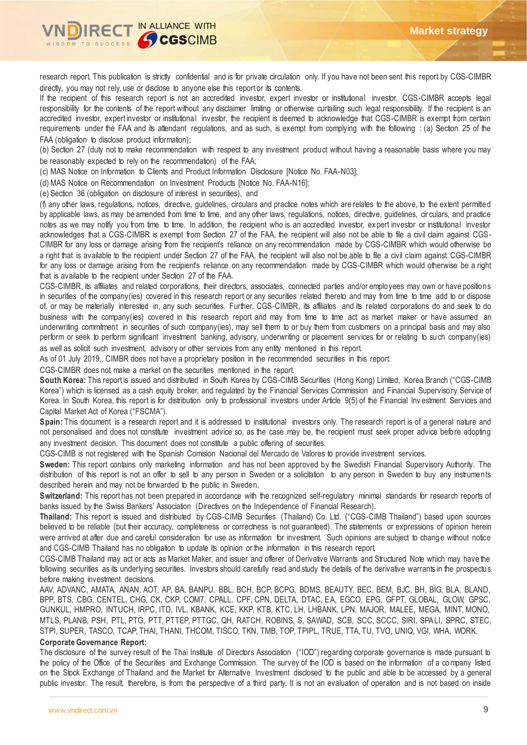research report. This publication is strictly confidential and is for private circulation only. If you have not been sent this report by CGS-CIMBR directly, you may not rely, use or disclose to anyone else this report or its contents.

If the recipient of this research report is not an accredited investor, expert investor or institutional investor, CGS-CIMBR accepts legal responsibility for the contents of the report without any disclaimer limiting or otherwise curtailing such legal responsibility. If the recipient is an accredited investor, expert investor or institutional investor, the recipient is deemed to acknowledge that CGS-CIMBR is exempt from certain requirements under the FAA and its attendant regulations, and as such, is exempt from complying with the following : (a) Section 25 of the FAA (obligation to disclose product information);

(b) Section 27 (duty not to make recommendation with respect to any investment product without having a reasonable basis where you may be reasonably expected to rely on the recommendation) of the FAA;

(c) MAS Notice on Information to Clients and Product Information Disclosure [Notice No. FAA-N03];

(d) MAS Notice on Recommendation on Investment Products [Notice No. FAA-N16];

(e) Section 36 (obligation on disclosure of interest in securities), and

(f) any other laws, regulations, notices, directive, guidelines, circulars and practice notes which are relates to the above, to the extent permitted by applicable laws, as may be amended from time to time, and any other laws, regulations, notices, directive, guidelines, circulars, and practice notes as we may notify you from time to time. In addition, the recipient who is an accredited investor, expert investor or institutional investor acknowledges that a CGS-CIMBR is exempt from Section 27 of the FAA, the recipient will also not be able to file a civil claim against CGS-CIMBR for any loss or damage arising from the recipient's reliance on any recommendation made by CGS-CIMBR which would otherwise be a right that is available to the recipient under Section 27 of the FAA, the recipient will also not be able to file a civil claim against CGS-CIMBR for any loss or damage arising from the recipient's reliance on any recommendation made by CGS-CIMBR which would otherwise be a right that is available to the recipient under Section 27 of the FAA.

CGS-CIMBR, its affiliates and related corporations, their directors, associates, connected parties and/or employees may own or have positions in securities of the company(ies) covered in this research report or any securities related thereto and may from time to time add to or dispose of, or may be materially interested in, any such securities. Further, CGS-CIMBR, its affiliates and its related corporations do and seek to do business with the company(ies) covered in this research report and may from time to time act as market maker or have assumed an underwriting commitment in securities of such company(ies), may sell them to or buy them from customers on a principal basis and may also perform or seek to perform significant investment banking, advisory, underwriting or placement services for or relating to such company(ies) as well as solicit such investment, advisory or other services from any entity mentioned in this report.

As of 01 July 2019,, CIMBR does not have a proprietary position in the recommended securities in this report.

CGS-CIMBR does not make a market on the securities mentioned in the report.

**South Korea:** This report is issued and distributed in South Korea by CGS-CIMB Securities (Hong Kong) Limited, Korea Branch ("CGS-CIMB Korea") which is licensed as a cash equity broker, and regulated by the Financial Services Commission and Financial Supervisory Service of Korea. In South Korea, this report is for distribution only to professional investors under Article 9(5) of the Financial Investment Services and Capital Market Act of Korea ("FSCMA").

**Spain:** This document is a research report and it is addressed to institutional investors only. The research report is of a general nature and not personalised and does not constitute investment advice so, as the case may be, the recipient must seek proper advice before adopting any investment decision. This document does not constitute a public offering of securities.

CGS-CIMB is not registered with the Spanish Comision Nacional del Mercado de Valores to provide investment services.

**Sweden:** This report contains only marketing information and has not been approved by the Swedish Financial Supervisory Authority. The distribution of this report is not an offer to sell to any person in Sweden or a solicitation to any person in Sweden to buy any instruments described herein and may not be forwarded to the public in Sweden.

**Switzerland:** This report has not been prepared in accordance with the recognized self-regulatory minimal standards for research reports of banks issued by the Swiss Bankers' Association (Directives on the Independence of Financial Research).

**Thailand:** This report is issued and distributed by CGS-CIMB Securities (Thailand) Co. Ltd. ("CGS-CIMB Thailand") based upon sources believed to be reliable (but their accuracy, completeness or correctness is not guaranteed). The statements or expressions of opinion herein were arrived at after due and careful consideration for use as information for investment. Such opinions are subject to change without notice and CGS-CIMB Thailand has no obligation to update its opinion or the information in this research report.

CGS-CIMB Thailand may act or acts as Market Maker, and issuer and offerer of Derivative Warrants and Structured Note which may have the following securities as its underlying securities. Investors should carefully read and study the details of the derivative warrants in the prospectus before making investment decisions.

AAV, ADVANC, AMATA, ANAN, AOT, AP, BA, BANPU, BBL, BCH, BCP, BCPG, BDMS, BEAUTY, BEC, BEM, BJC, BH, BIG, BLA, BLAND, BPP, BTS, CBG, CENTEL, CHG, CK, CKP, COM7, CPALL, CPF, CPN, DELTA, DTAC, EA, EGCO, EPG, GFPT, GLOBAL, GLOW, GPSC, GUNKUL, HMPRO, INTUCH, IRPC, ITD, IVL, KBANK, KCE, KKP, KTB, KTC, LH, LHBANK, LPN, MAJOR, MALEE, MEGA, MINT, MONO, MTLS, PLANB, PSH, PTL, PTG, PTT, PTTEP, PTTGC, QH, RATCH, ROBINS, S, SAWAD, SCB, SCC, SCCC, SIRI, SPALI, SPRC, STEC, STPI, SUPER, TASCO, TCAP, THAI, THANI, THCOM, TISCO, TKN, TMB, TOP, TPIPL, TRUE, TTA, TU, TVO, UNIQ, VGI, WHA, WORK.

**Corporate Governance Report:**

The disclosure of the survey result of the Thai Institute of Directors Association ("IOD") regarding corporate governance is made pursuant to the policy of the Office of the Securities and Exchange Commission. The survey of the IOD is based on the information of a company listed on the Stock Exchange of Thailand and the Market for Alternative Investment disclosed to the public and able to be accessed by a general public investor. The result, therefore, is from the perspective of a third party. It is not an evaluation of operation and is not based on inside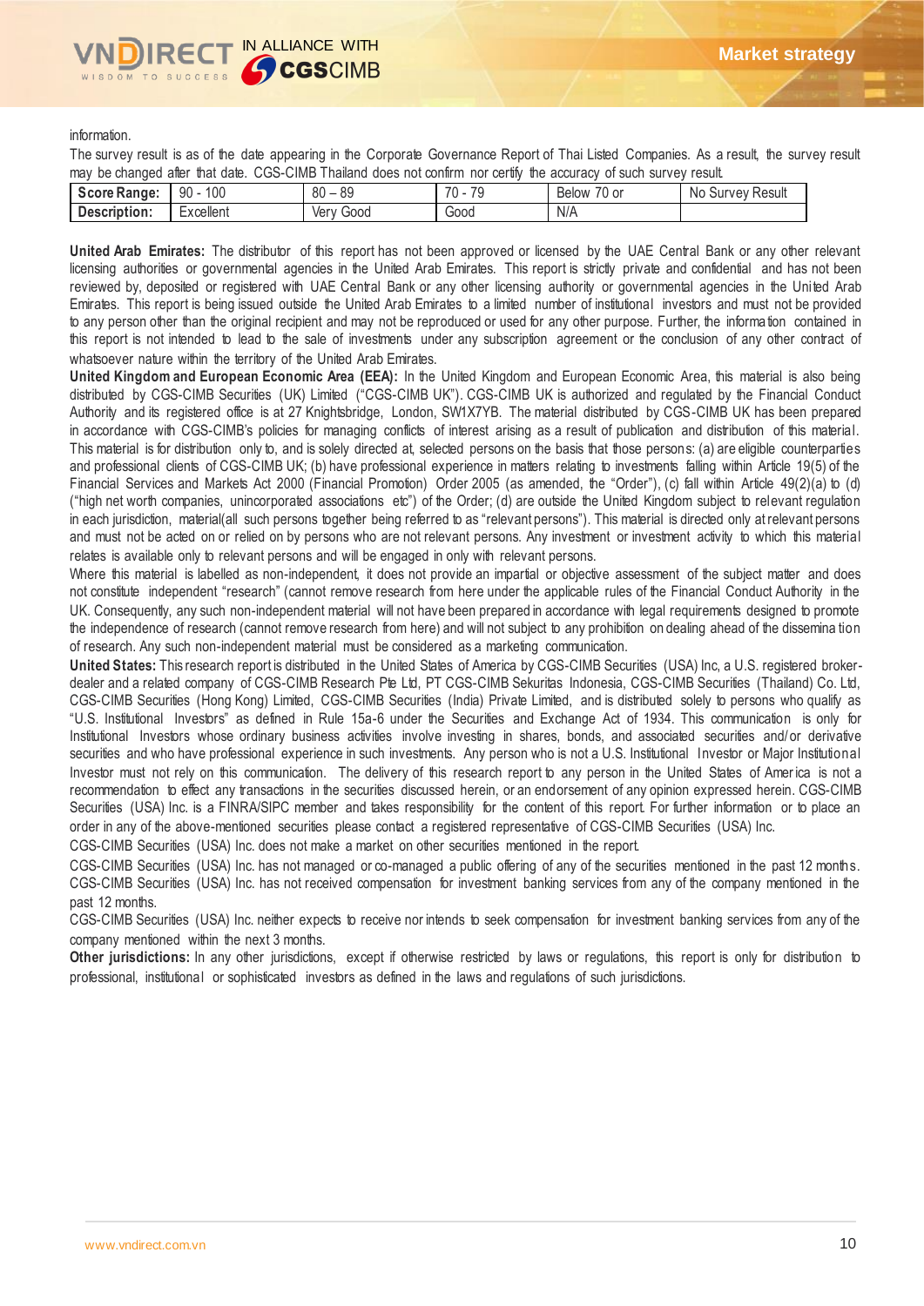information.

The survey result is as of the date appearing in the Corporate Governance Report of Thai Listed Companies. As a result, the survey result may be changed after that date. CGS-CIMB Thailand does not confirm nor certify the accuracy of such survey result.

| **Score Range:** | 90 - 100 | 80 – 89 | 70 - 79 | Below 70 or | No Survey Result |
|---|---|---|---|---|---|
| **Description:** | Excellent | Very Good | Good | N/A | |

**United Arab Emirates:** The distributor of this report has not been approved or licensed by the UAE Central Bank or any other relevant licensing authorities or governmental agencies in the United Arab Emirates. This report is strictly private and confidential and has not been reviewed by, deposited or registered with UAE Central Bank or any other licensing authority or governmental agencies in the United Arab Emirates. This report is being issued outside the United Arab Emirates to a limited number of institutional investors and must not be provided to any person other than the original recipient and may not be reproduced or used for any other purpose. Further, the information contained in this report is not intended to lead to the sale of investments under any subscription agreement or the conclusion of any other contract of whatsoever nature within the territory of the United Arab Emirates.

**United Kingdom and European Economic Area (EEA):** In the United Kingdom and European Economic Area, this material is also being distributed by CGS-CIMB Securities (UK) Limited ("CGS-CIMB UK"). CGS-CIMB UK is authorized and regulated by the Financial Conduct Authority and its registered office is at 27 Knightsbridge, London, SW1X7YB. The material distributed by CGS-CIMB UK has been prepared in accordance with CGS-CIMB's policies for managing conflicts of interest arising as a result of publication and distribution of this material. This material is for distribution only to, and is solely directed at, selected persons on the basis that those persons: (a) are eligible counterparties and professional clients of CGS-CIMB UK; (b) have professional experience in matters relating to investments falling within Article 19(5) of the Financial Services and Markets Act 2000 (Financial Promotion) Order 2005 (as amended, the "Order"), (c) fall within Article 49(2)(a) to (d) ("high net worth companies, unincorporated associations etc") of the Order; (d) are outside the United Kingdom subject to relevant regulation in each jurisdiction, material(all such persons together being referred to as "relevant persons"). This material is directed only at relevant persons and must not be acted on or relied on by persons who are not relevant persons. Any investment or investment activity to which this material relates is available only to relevant persons and will be engaged in only with relevant persons.

Where this material is labelled as non-independent, it does not provide an impartial or objective assessment of the subject matter and does not constitute independent "research" (cannot remove research from here under the applicable rules of the Financial Conduct Authority in the UK. Consequently, any such non-independent material will not have been prepared in accordance with legal requirements designed to promote the independence of research (cannot remove research from here) and will not subject to any prohibition on dealing ahead of the dissemination of research. Any such non-independent material must be considered as a marketing communication.

**United States:** This research report is distributed in the United States of America by CGS-CIMB Securities (USA) Inc, a U.S. registered broker-dealer and a related company of CGS-CIMB Research Pte Ltd, PT CGS-CIMB Sekuritas Indonesia, CGS-CIMB Securities (Thailand) Co. Ltd, CGS-CIMB Securities (Hong Kong) Limited, CGS-CIMB Securities (India) Private Limited, and is distributed solely to persons who qualify as "U.S. Institutional Investors" as defined in Rule 15a-6 under the Securities and Exchange Act of 1934. This communication is only for Institutional Investors whose ordinary business activities involve investing in shares, bonds, and associated securities and/or derivative securities and who have professional experience in such investments. Any person who is not a U.S. Institutional Investor or Major Institutional Investor must not rely on this communication. The delivery of this research report to any person in the United States of America is not a recommendation to effect any transactions in the securities discussed herein, or an endorsement of any opinion expressed herein. CGS-CIMB Securities (USA) Inc. is a FINRA/SIPC member and takes responsibility for the content of this report. For further information or to place an order in any of the above-mentioned securities please contact a registered representative of CGS-CIMB Securities (USA) Inc.

CGS-CIMB Securities (USA) Inc. does not make a market on other securities mentioned in the report.

CGS-CIMB Securities (USA) Inc. has not managed or co-managed a public offering of any of the securities mentioned in the past 12 months.
CGS-CIMB Securities (USA) Inc. has not received compensation for investment banking services from any of the company mentioned in the past 12 months.

CGS-CIMB Securities (USA) Inc. neither expects to receive nor intends to seek compensation for investment banking services from any of the company mentioned within the next 3 months.

**Other jurisdictions:** In any other jurisdictions, except if otherwise restricted by laws or regulations, this report is only for distribution to professional, institutional or sophisticated investors as defined in the laws and regulations of such jurisdictions.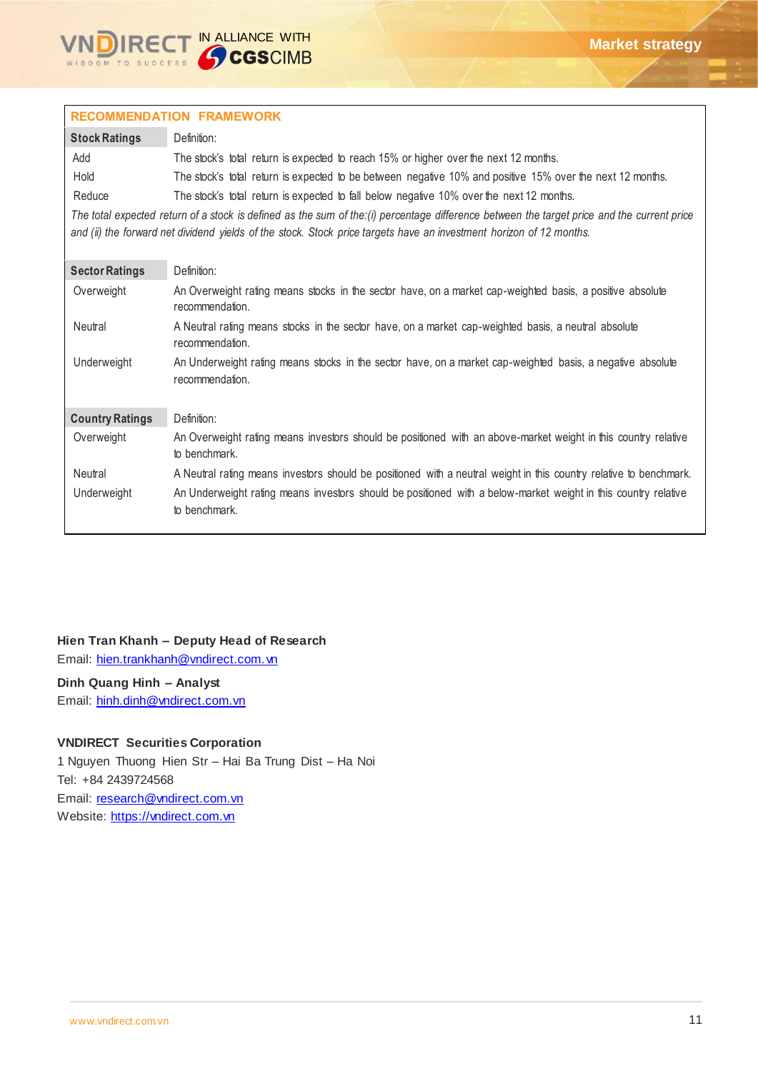## RECOMMENDATION FRAMEWORK

| Stock Ratings | Definition: |
|---|---|
| Add | The stock's total return is expected to reach 15% or higher over the next 12 months. |
| Hold | The stock's total return is expected to be between negative 10% and positive 15% over the next 12 months. |
| Reduce | The stock's total return is expected to fall below negative 10% over the next 12 months. |

*The total expected return of a stock is defined as the sum of the:(i) percentage difference between the target price and the current price and (ii) the forward net dividend yields of the stock. Stock price targets have an investment horizon of 12 months.*

| Sector Ratings | Definition: |
|---|---|
| Overweight | An Overweight rating means stocks in the sector have, on a market cap-weighted basis, a positive absolute recommendation. |
| Neutral | A Neutral rating means stocks in the sector have, on a market cap-weighted basis, a neutral absolute recommendation. |
| Underweight | An Underweight rating means stocks in the sector have, on a market cap-weighted basis, a negative absolute recommendation. |

| Country Ratings | Definition: |
|---|---|
| Overweight | An Overweight rating means investors should be positioned with an above-market weight in this country relative to benchmark. |
| Neutral | A Neutral rating means investors should be positioned with a neutral weight in this country relative to benchmark. |
| Underweight | An Underweight rating means investors should be positioned with a below-market weight in this country relative to benchmark. |

**Hien Tran Khanh – Deputy Head of Research**
Email: hien.trankhanh@vndirect.com.vn

**Dinh Quang Hinh – Analyst**
Email: hinh.dinh@vndirect.com.vn

**VNDIRECT Securities Corporation**
1 Nguyen Thuong Hien Str – Hai Ba Trung Dist – Ha Noi
Tel: +84 2439724568
Email: research@vndirect.com.vn
Website: https://vndirect.com.vn